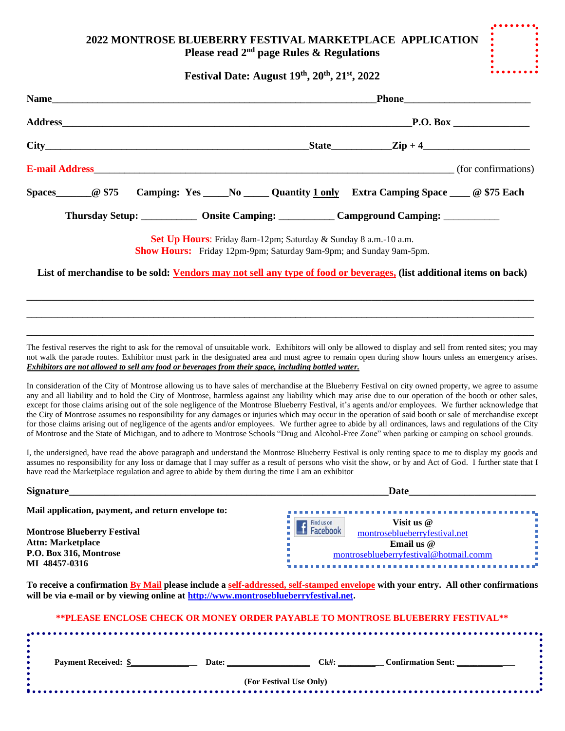# 2022 MONTROSE BLUEBERRY FESTIVAL MARKETPLACE APPLICATION

**Please read 2nd page Rules & Regulations**

**Festival Date: August 19th, 20th, 21st, 2022**

**Name**_______________________________________________ **Phone**__________________

**Address**________________________________________________________ **P.O. Box** ____________

**City**______________________________________ **State**__________ **Zip + 4**__________________

**E-mail Address**_____________________________________________________________ (for confirmations)

**Spaces**______ **@ $75** **Camping: Yes** ____ **No** ____ **Quantity 1 only** **Extra Camping Space** ___ **@ $75 Each**

**Thursday Setup:** __________ **Onsite Camping:** __________ **Campground Camping:** __________

**Set Up Hours**: Friday 8am-12pm; Saturday & Sunday 8 a.m.-10 a.m.
**Show Hours:** Friday 12pm-9pm; Saturday 9am-9pm; and Sunday 9am-5pm.

**List of merchandise to be sold: Vendors may not sell any type of food or beverages, (list additional items on back)**

___________________________________________________________________________

___________________________________________________________________________

___________________________________________________________________________

The festival reserves the right to ask for the removal of unsuitable work. Exhibitors will only be allowed to display and sell from rented sites; you may not walk the parade routes. Exhibitor must park in the designated area and must agree to remain open during show hours unless an emergency arises. ***Exhibitors are not allowed to sell any food or beverages from their space, including bottled water.***

In consideration of the City of Montrose allowing us to have sales of merchandise at the Blueberry Festival on city owned property, we agree to assume any and all liability and to hold the City of Montrose, harmless against any liability which may arise due to our operation of the booth or other sales, except for those claims arising out of the sole negligence of the Montrose Blueberry Festival, it's agents and/or employees. We further acknowledge that the City of Montrose assumes no responsibility for any damages or injuries which may occur in the operation of said booth or sale of merchandise except for those claims arising out of negligence of the agents and/or employees. We further agree to abide by all ordinances, laws and regulations of the City of Montrose and the State of Michigan, and to adhere to Montrose Schools "Drug and Alcohol-Free Zone" when parking or camping on school grounds.

I, the undersigned, have read the above paragraph and understand the Montrose Blueberry Festival is only renting space to me to display my goods and assumes no responsibility for any loss or damage that I may suffer as a result of persons who visit the show, or by and Act of God. I further state that I have read the Marketplace regulation and agree to abide by them during the time I am an exhibitor

**Signature**_______________________________________________ **Date**__________________

**Mail application, payment, and return envelope to:**

**Montrose Blueberry Festival**
**Attn: Marketplace**
**P.O. Box 316, Montrose**
**MI 48457-0316**

Find us on Facebook

**Visit us @**
montroseblueberryfestival.net
**Email us @**
montroseblueberryfestival@hotmail.comm

**To receive a confirmation By Mail please include a self-addressed, self-stamped envelope with your entry. All other confirmations will be via e-mail or by viewing online at http://www.montroseblueberryfestival.net.**

**\*\*PLEASE ENCLOSE CHECK OR MONEY ORDER PAYABLE TO MONTROSE BLUEBERRY FESTIVAL\*\***

**Payment Received: $**____________ **Date:** ______________ **Ck#:** ________ **Confirmation Sent:** __________

**(For Festival Use Only)**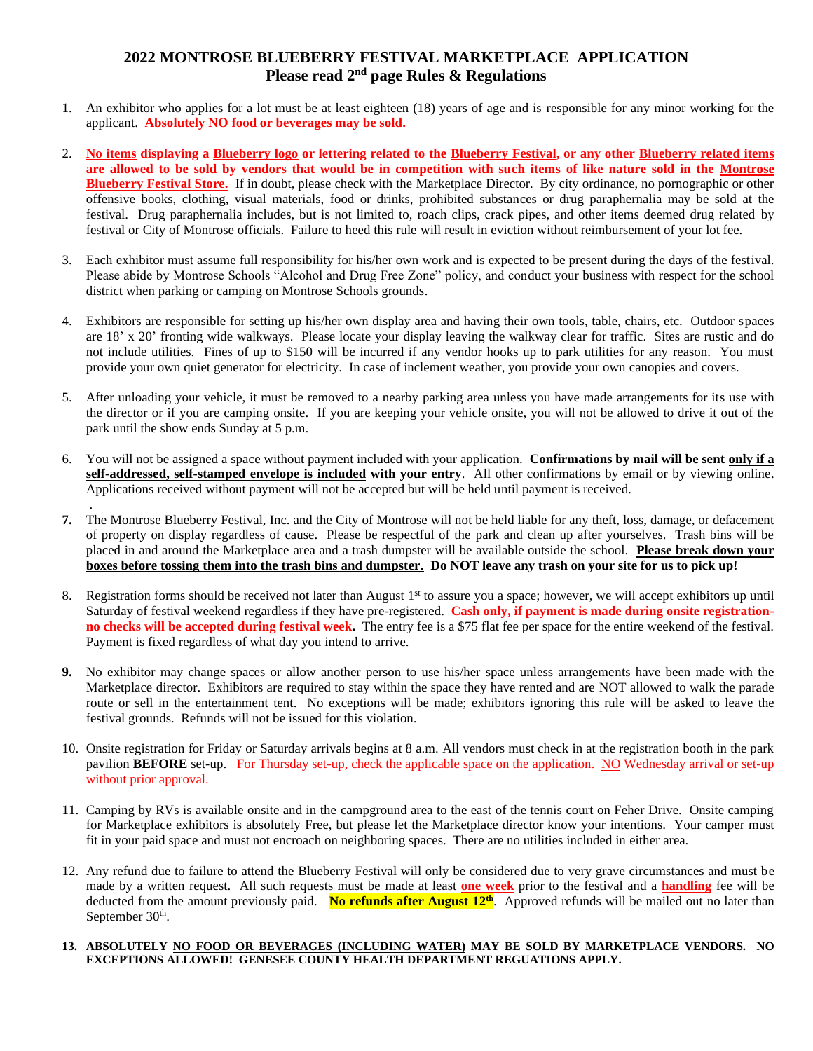# 2022 MONTROSE BLUEBERRY FESTIVAL MARKETPLACE APPLICATION
## Please read 2nd page Rules & Regulations

1. An exhibitor who applies for a lot must be at least eighteen (18) years of age and is responsible for any minor working for the applicant. **Absolutely NO food or beverages may be sold.**

2. **No items displaying a Blueberry logo or lettering related to the Blueberry Festival, or any other Blueberry related items are allowed to be sold by vendors that would be in competition with such items of like nature sold in the Montrose Blueberry Festival Store.** If in doubt, please check with the Marketplace Director. By city ordinance, no pornographic or other offensive books, clothing, visual materials, food or drinks, prohibited substances or drug paraphernalia may be sold at the festival. Drug paraphernalia includes, but is not limited to, roach clips, crack pipes, and other items deemed drug related by festival or City of Montrose officials. Failure to heed this rule will result in eviction without reimbursement of your lot fee.

3. Each exhibitor must assume full responsibility for his/her own work and is expected to be present during the days of the festival. Please abide by Montrose Schools "Alcohol and Drug Free Zone" policy, and conduct your business with respect for the school district when parking or camping on Montrose Schools grounds.

4. Exhibitors are responsible for setting up his/her own display area and having their own tools, table, chairs, etc. Outdoor spaces are 18' x 20' fronting wide walkways. Please locate your display leaving the walkway clear for traffic. Sites are rustic and do not include utilities. Fines of up to $150 will be incurred if any vendor hooks up to park utilities for any reason. You must provide your own quiet generator for electricity. In case of inclement weather, you provide your own canopies and covers.

5. After unloading your vehicle, it must be removed to a nearby parking area unless you have made arrangements for its use with the director or if you are camping onsite. If you are keeping your vehicle onsite, you will not be allowed to drive it out of the park until the show ends Sunday at 5 p.m.

6. You will not be assigned a space without payment included with your application. **Confirmations by mail will be sent only if a self-addressed, self-stamped envelope is included with your entry**. All other confirmations by email or by viewing online. Applications received without payment will not be accepted but will be held until payment is received.

7. The Montrose Blueberry Festival, Inc. and the City of Montrose will not be held liable for any theft, loss, damage, or defacement of property on display regardless of cause. Please be respectful of the park and clean up after yourselves. Trash bins will be placed in and around the Marketplace area and a trash dumpster will be available outside the school. **Please break down your boxes before tossing them into the trash bins and dumpster. Do NOT leave any trash on your site for us to pick up!**

8. Registration forms should be received not later than August 1st to assure you a space; however, we will accept exhibitors up until Saturday of festival weekend regardless if they have pre-registered. **Cash only, if payment is made during onsite registration-no checks will be accepted during festival week.** The entry fee is a $75 flat fee per space for the entire weekend of the festival. Payment is fixed regardless of what day you intend to arrive.

9. No exhibitor may change spaces or allow another person to use his/her space unless arrangements have been made with the Marketplace director. Exhibitors are required to stay within the space they have rented and are NOT allowed to walk the parade route or sell in the entertainment tent. No exceptions will be made; exhibitors ignoring this rule will be asked to leave the festival grounds. Refunds will not be issued for this violation.

10. Onsite registration for Friday or Saturday arrivals begins at 8 a.m. All vendors must check in at the registration booth in the park pavilion **BEFORE** set-up. For Thursday set-up, check the applicable space on the application. NO Wednesday arrival or set-up without prior approval.

11. Camping by RVs is available onsite and in the campground area to the east of the tennis court on Feher Drive. Onsite camping for Marketplace exhibitors is absolutely Free, but please let the Marketplace director know your intentions. Your camper must fit in your paid space and must not encroach on neighboring spaces. There are no utilities included in either area.

12. Any refund due to failure to attend the Blueberry Festival will only be considered due to very grave circumstances and must be made by a written request. All such requests must be made at least **one week** prior to the festival and a **handling** fee will be deducted from the amount previously paid. **No refunds after August 12th**. Approved refunds will be mailed out no later than September 30th.

13. **ABSOLUTELY NO FOOD OR BEVERAGES (INCLUDING WATER) MAY BE SOLD BY MARKETPLACE VENDORS. NO EXCEPTIONS ALLOWED! GENESEE COUNTY HEALTH DEPARTMENT REGUATIONS APPLY.**